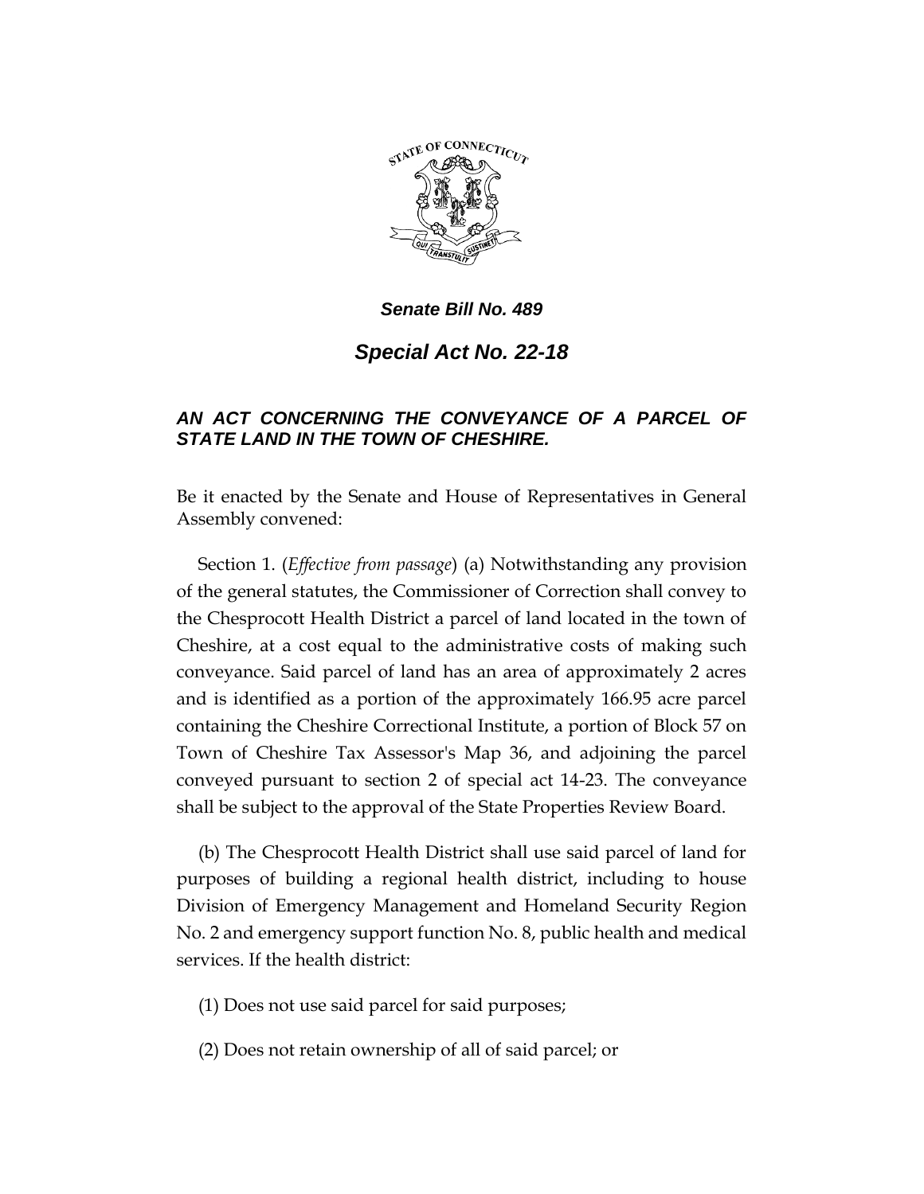*Senate Bill No. 489*

# *Special Act No. 22-18*

## *AN ACT CONCERNING THE CONVEYANCE OF A PARCEL OF STATE LAND IN THE TOWN OF CHESHIRE.*

Be it enacted by the Senate and House of Representatives in General Assembly convened:

Section 1. (*Effective from passage*) (a) Notwithstanding any provision of the general statutes, the Commissioner of Correction shall convey to the Chesprocott Health District a parcel of land located in the town of Cheshire, at a cost equal to the administrative costs of making such conveyance. Said parcel of land has an area of approximately 2 acres and is identified as a portion of the approximately 166.95 acre parcel containing the Cheshire Correctional Institute, a portion of Block 57 on Town of Cheshire Tax Assessor's Map 36, and adjoining the parcel conveyed pursuant to section 2 of special act 14-23. The conveyance shall be subject to the approval of the State Properties Review Board.

(b) The Chesprocott Health District shall use said parcel of land for purposes of building a regional health district, including to house Division of Emergency Management and Homeland Security Region No. 2 and emergency support function No. 8, public health and medical services. If the health district:

(1) Does not use said parcel for said purposes;

(2) Does not retain ownership of all of said parcel; or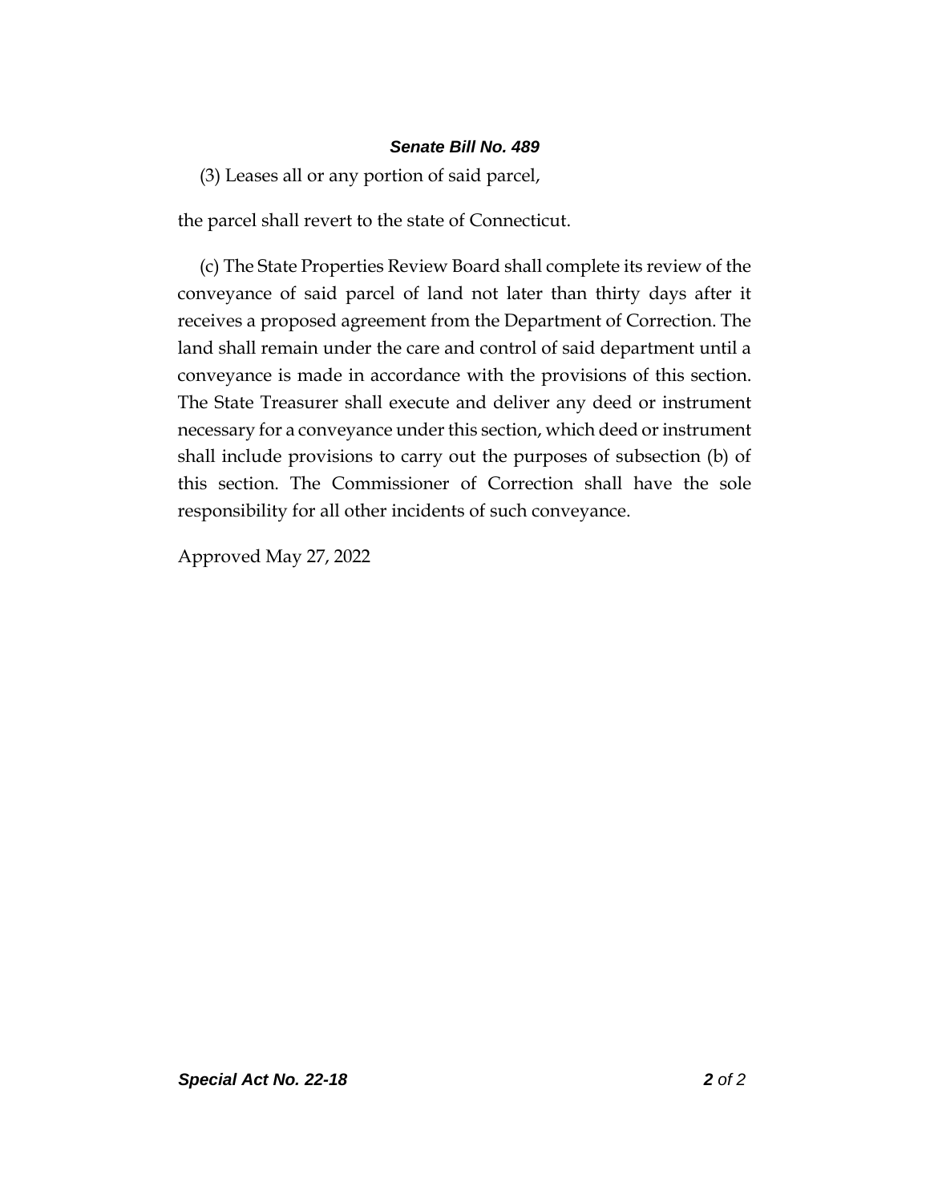(3) Leases all or any portion of said parcel,

the parcel shall revert to the state of Connecticut.

(c) The State Properties Review Board shall complete its review of the conveyance of said parcel of land not later than thirty days after it receives a proposed agreement from the Department of Correction. The land shall remain under the care and control of said department until a conveyance is made in accordance with the provisions of this section. The State Treasurer shall execute and deliver any deed or instrument necessary for a conveyance under this section, which deed or instrument shall include provisions to carry out the purposes of subsection (b) of this section. The Commissioner of Correction shall have the sole responsibility for all other incidents of such conveyance.

Approved May 27, 2022